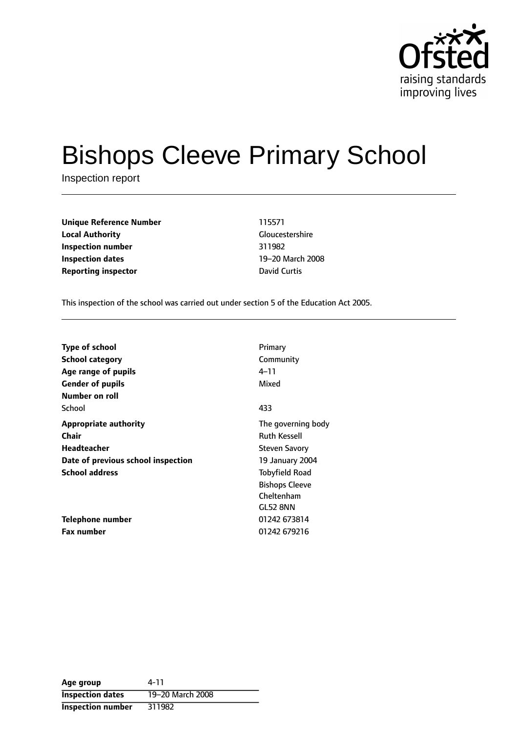# Bishops Cleeve Primary School

Inspection report

| | |
|---|---|
| **Unique Reference Number** | 115571 |
| **Local Authority** | Gloucestershire |
| **Inspection number** | 311982 |
| **Inspection dates** | 19–20 March 2008 |
| **Reporting inspector** | David Curtis |

This inspection of the school was carried out under section 5 of the Education Act 2005.

| | |
|---|---|
| **Type of school** | Primary |
| **School category** | Community |
| **Age range of pupils** | 4–11 |
| **Gender of pupils** | Mixed |
| **Number on roll** | |
| School | 433 |
| **Appropriate authority** | The governing body |
| **Chair** | Ruth Kessell |
| **Headteacher** | Steven Savory |
| **Date of previous school inspection** | 19 January 2004 |
| **School address** | Tobyfield Road<br>Bishops Cleeve<br>Cheltenham<br>GL52 8NN |
| **Telephone number** | 01242 673814 |
| **Fax number** | 01242 679216 |

| | |
|---|---|
| **Age group** | 4-11 |
| **Inspection dates** | 19–20 March 2008 |
| **Inspection number** | 311982 |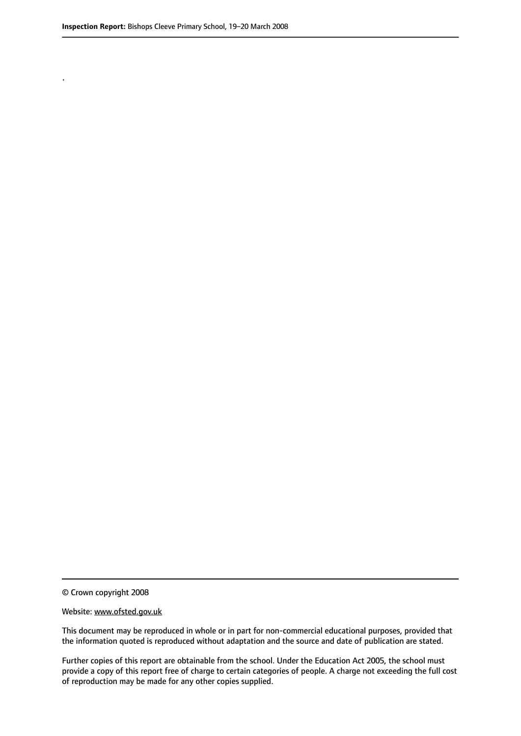.

© Crown copyright 2008

Website: www.ofsted.gov.uk

This document may be reproduced in whole or in part for non-commercial educational purposes, provided that the information quoted is reproduced without adaptation and the source and date of publication are stated.

Further copies of this report are obtainable from the school. Under the Education Act 2005, the school must provide a copy of this report free of charge to certain categories of people. A charge not exceeding the full cost of reproduction may be made for any other copies supplied.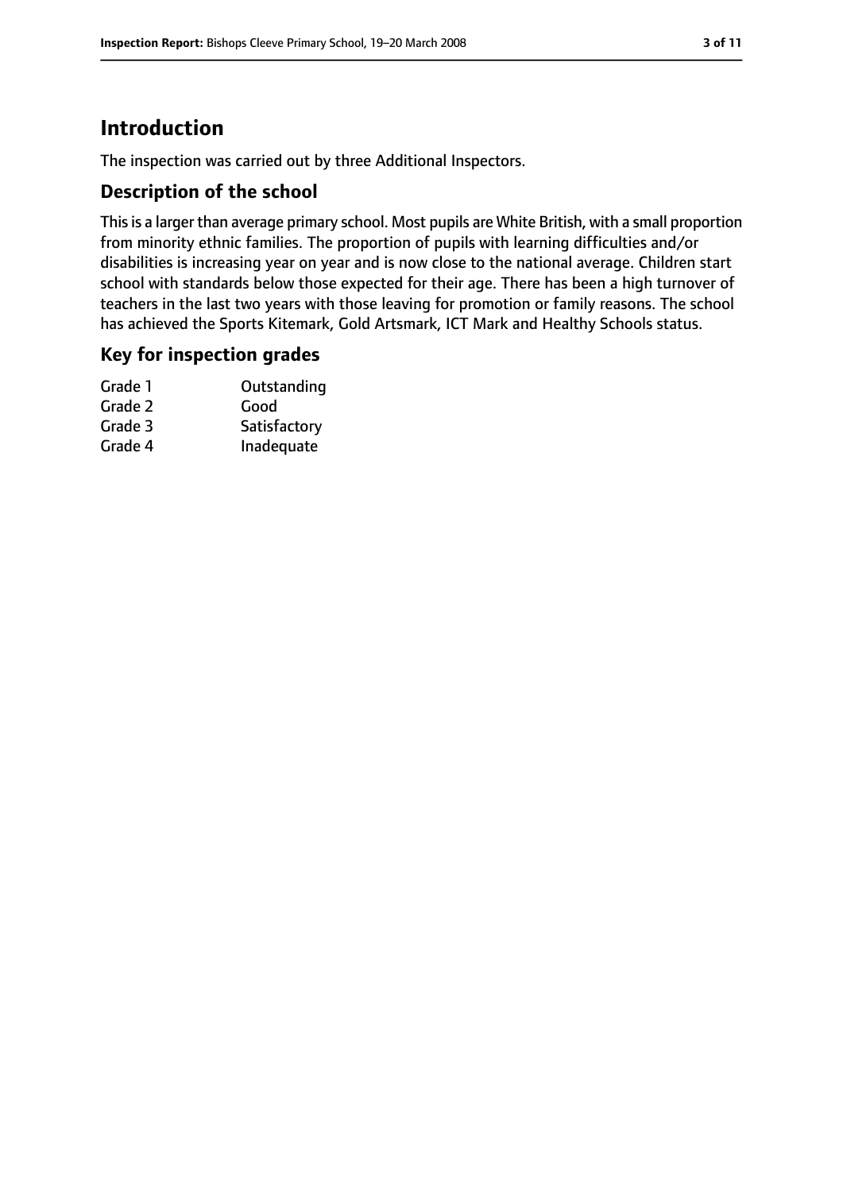# Introduction

The inspection was carried out by three Additional Inspectors.

## Description of the school

This is a larger than average primary school. Most pupils are White British, with a small proportion from minority ethnic families. The proportion of pupils with learning difficulties and/or disabilities is increasing year on year and is now close to the national average. Children start school with standards below those expected for their age. There has been a high turnover of teachers in the last two years with those leaving for promotion or family reasons. The school has achieved the Sports Kitemark, Gold Artsmark, ICT Mark and Healthy Schools status.

## Key for inspection grades

| | |
|---|---|
| Grade 1 | Outstanding |
| Grade 2 | Good |
| Grade 3 | Satisfactory |
| Grade 4 | Inadequate |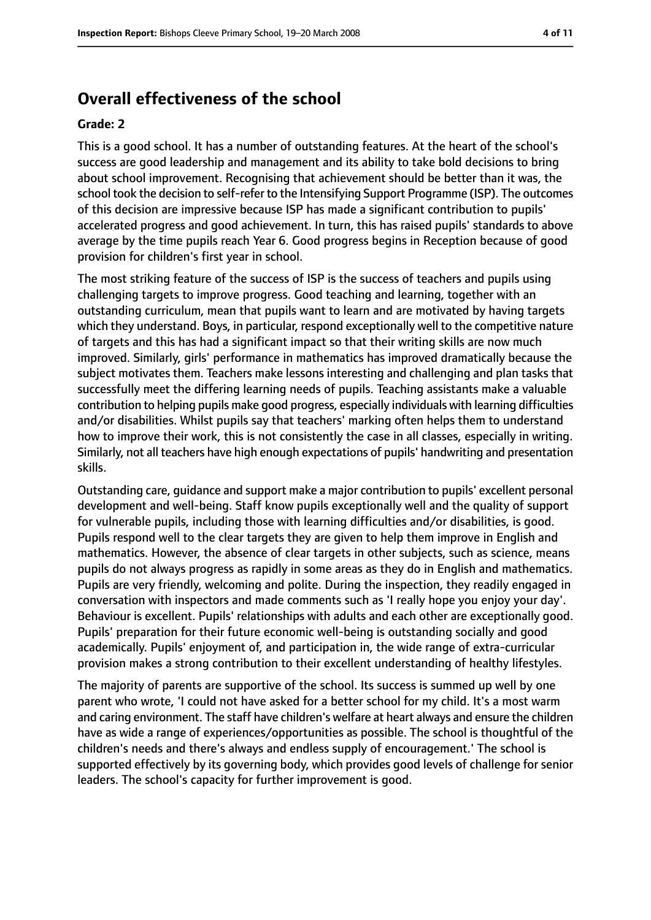# Overall effectiveness of the school

**Grade: 2**

This is a good school. It has a number of outstanding features. At the heart of the school's success are good leadership and management and its ability to take bold decisions to bring about school improvement. Recognising that achievement should be better than it was, the school took the decision to self-refer to the Intensifying Support Programme (ISP). The outcomes of this decision are impressive because ISP has made a significant contribution to pupils' accelerated progress and good achievement. In turn, this has raised pupils' standards to above average by the time pupils reach Year 6. Good progress begins in Reception because of good provision for children's first year in school.

The most striking feature of the success of ISP is the success of teachers and pupils using challenging targets to improve progress. Good teaching and learning, together with an outstanding curriculum, mean that pupils want to learn and are motivated by having targets which they understand. Boys, in particular, respond exceptionally well to the competitive nature of targets and this has had a significant impact so that their writing skills are now much improved. Similarly, girls' performance in mathematics has improved dramatically because the subject motivates them. Teachers make lessons interesting and challenging and plan tasks that successfully meet the differing learning needs of pupils. Teaching assistants make a valuable contribution to helping pupils make good progress, especially individuals with learning difficulties and/or disabilities. Whilst pupils say that teachers' marking often helps them to understand how to improve their work, this is not consistently the case in all classes, especially in writing. Similarly, not all teachers have high enough expectations of pupils' handwriting and presentation skills.

Outstanding care, guidance and support make a major contribution to pupils' excellent personal development and well-being. Staff know pupils exceptionally well and the quality of support for vulnerable pupils, including those with learning difficulties and/or disabilities, is good. Pupils respond well to the clear targets they are given to help them improve in English and mathematics. However, the absence of clear targets in other subjects, such as science, means pupils do not always progress as rapidly in some areas as they do in English and mathematics. Pupils are very friendly, welcoming and polite. During the inspection, they readily engaged in conversation with inspectors and made comments such as 'I really hope you enjoy your day'. Behaviour is excellent. Pupils' relationships with adults and each other are exceptionally good. Pupils' preparation for their future economic well-being is outstanding socially and good academically. Pupils' enjoyment of, and participation in, the wide range of extra-curricular provision makes a strong contribution to their excellent understanding of healthy lifestyles.

The majority of parents are supportive of the school. Its success is summed up well by one parent who wrote, 'I could not have asked for a better school for my child. It's a most warm and caring environment. The staff have children's welfare at heart always and ensure the children have as wide a range of experiences/opportunities as possible. The school is thoughtful of the children's needs and there's always and endless supply of encouragement.' The school is supported effectively by its governing body, which provides good levels of challenge for senior leaders. The school's capacity for further improvement is good.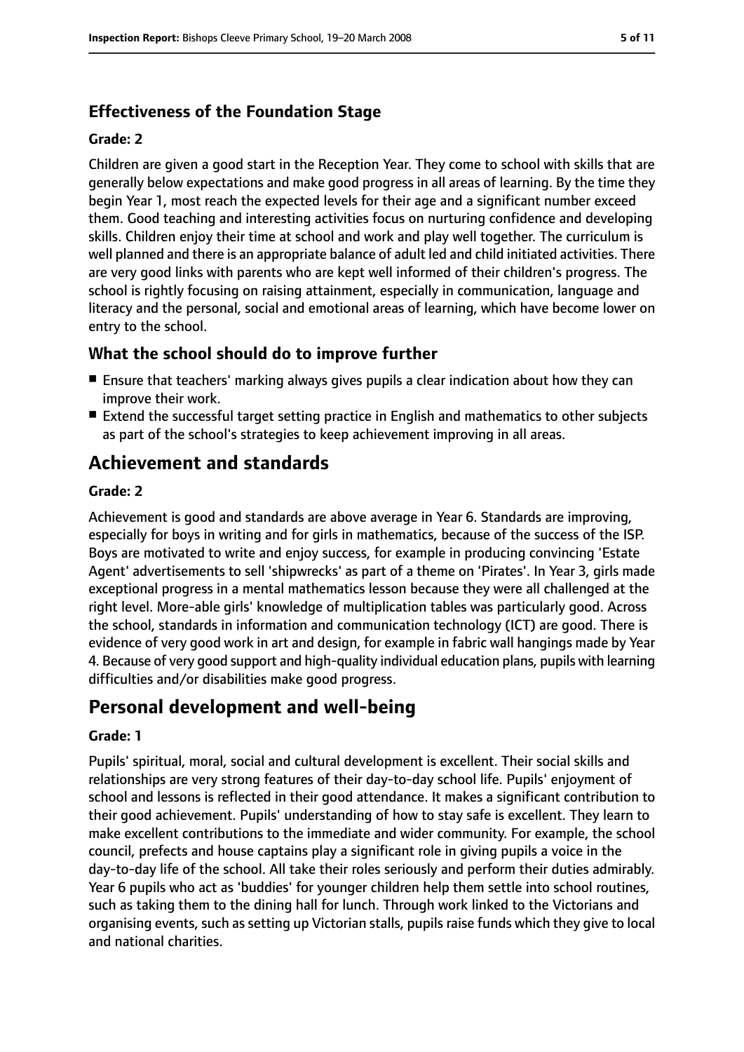### Effectiveness of the Foundation Stage

#### Grade: 2

Children are given a good start in the Reception Year. They come to school with skills that are generally below expectations and make good progress in all areas of learning. By the time they begin Year 1, most reach the expected levels for their age and a significant number exceed them. Good teaching and interesting activities focus on nurturing confidence and developing skills. Children enjoy their time at school and work and play well together. The curriculum is well planned and there is an appropriate balance of adult led and child initiated activities. There are very good links with parents who are kept well informed of their children's progress. The school is rightly focusing on raising attainment, especially in communication, language and literacy and the personal, social and emotional areas of learning, which have become lower on entry to the school.

### What the school should do to improve further

- Ensure that teachers' marking always gives pupils a clear indication about how they can improve their work.
- Extend the successful target setting practice in English and mathematics to other subjects as part of the school's strategies to keep achievement improving in all areas.

## Achievement and standards

#### Grade: 2

Achievement is good and standards are above average in Year 6. Standards are improving, especially for boys in writing and for girls in mathematics, because of the success of the ISP. Boys are motivated to write and enjoy success, for example in producing convincing 'Estate Agent' advertisements to sell 'shipwrecks' as part of a theme on 'Pirates'. In Year 3, girls made exceptional progress in a mental mathematics lesson because they were all challenged at the right level. More-able girls' knowledge of multiplication tables was particularly good. Across the school, standards in information and communication technology (ICT) are good. There is evidence of very good work in art and design, for example in fabric wall hangings made by Year 4. Because of very good support and high-quality individual education plans, pupils with learning difficulties and/or disabilities make good progress.

## Personal development and well-being

#### Grade: 1

Pupils' spiritual, moral, social and cultural development is excellent. Their social skills and relationships are very strong features of their day-to-day school life. Pupils' enjoyment of school and lessons is reflected in their good attendance. It makes a significant contribution to their good achievement. Pupils' understanding of how to stay safe is excellent. They learn to make excellent contributions to the immediate and wider community. For example, the school council, prefects and house captains play a significant role in giving pupils a voice in the day-to-day life of the school. All take their roles seriously and perform their duties admirably. Year 6 pupils who act as 'buddies' for younger children help them settle into school routines, such as taking them to the dining hall for lunch. Through work linked to the Victorians and organising events, such as setting up Victorian stalls, pupils raise funds which they give to local and national charities.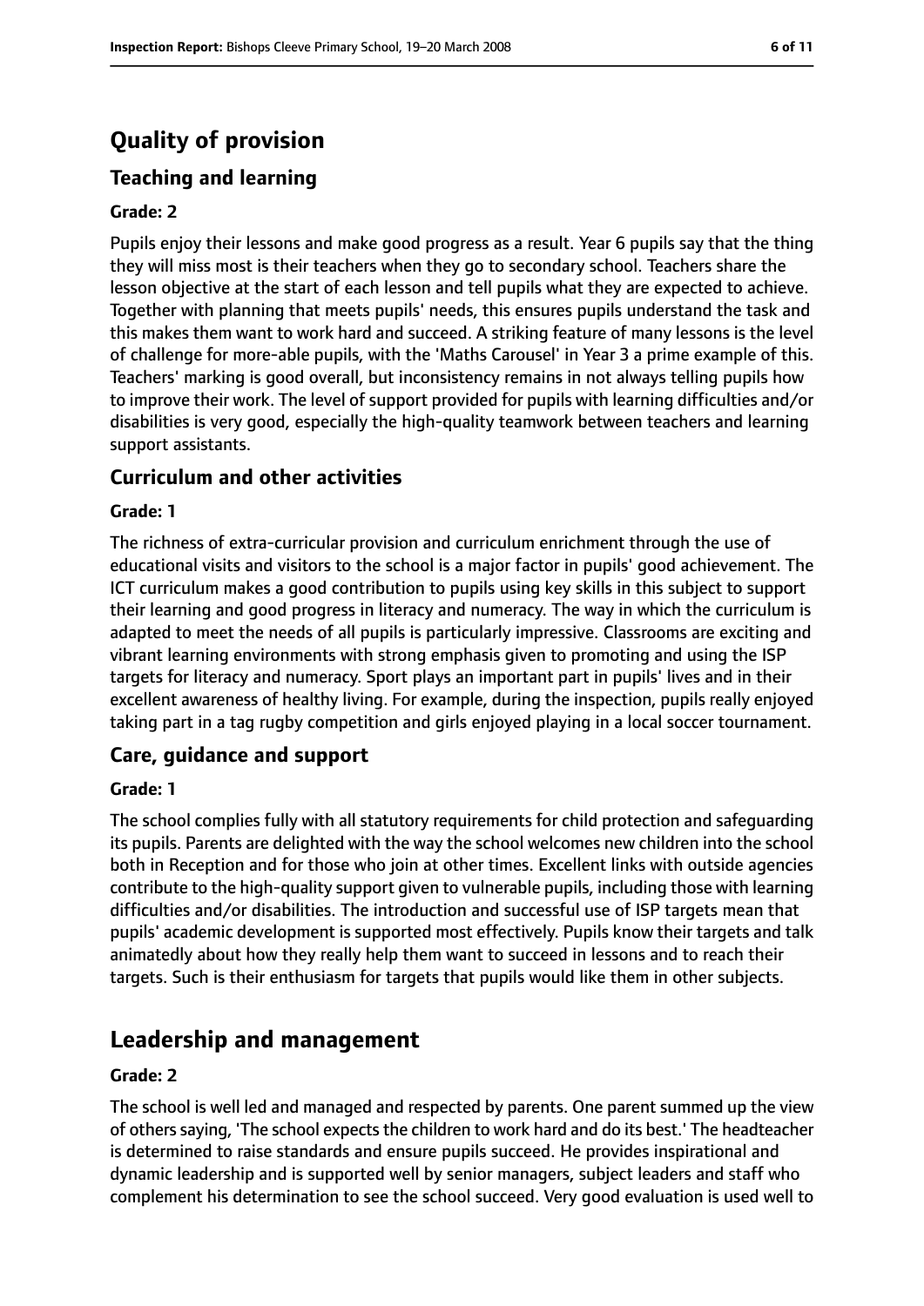# Quality of provision

## Teaching and learning

**Grade: 2**

Pupils enjoy their lessons and make good progress as a result. Year 6 pupils say that the thing they will miss most is their teachers when they go to secondary school. Teachers share the lesson objective at the start of each lesson and tell pupils what they are expected to achieve. Together with planning that meets pupils' needs, this ensures pupils understand the task and this makes them want to work hard and succeed. A striking feature of many lessons is the level of challenge for more-able pupils, with the 'Maths Carousel' in Year 3 a prime example of this. Teachers' marking is good overall, but inconsistency remains in not always telling pupils how to improve their work. The level of support provided for pupils with learning difficulties and/or disabilities is very good, especially the high-quality teamwork between teachers and learning support assistants.

## Curriculum and other activities

**Grade: 1**

The richness of extra-curricular provision and curriculum enrichment through the use of educational visits and visitors to the school is a major factor in pupils' good achievement. The ICT curriculum makes a good contribution to pupils using key skills in this subject to support their learning and good progress in literacy and numeracy. The way in which the curriculum is adapted to meet the needs of all pupils is particularly impressive. Classrooms are exciting and vibrant learning environments with strong emphasis given to promoting and using the ISP targets for literacy and numeracy. Sport plays an important part in pupils' lives and in their excellent awareness of healthy living. For example, during the inspection, pupils really enjoyed taking part in a tag rugby competition and girls enjoyed playing in a local soccer tournament.

## Care, guidance and support

**Grade: 1**

The school complies fully with all statutory requirements for child protection and safeguarding its pupils. Parents are delighted with the way the school welcomes new children into the school both in Reception and for those who join at other times. Excellent links with outside agencies contribute to the high-quality support given to vulnerable pupils, including those with learning difficulties and/or disabilities. The introduction and successful use of ISP targets mean that pupils' academic development is supported most effectively. Pupils know their targets and talk animatedly about how they really help them want to succeed in lessons and to reach their targets. Such is their enthusiasm for targets that pupils would like them in other subjects.

# Leadership and management

**Grade: 2**

The school is well led and managed and respected by parents. One parent summed up the view of others saying, 'The school expects the children to work hard and do its best.' The headteacher is determined to raise standards and ensure pupils succeed. He provides inspirational and dynamic leadership and is supported well by senior managers, subject leaders and staff who complement his determination to see the school succeed. Very good evaluation is used well to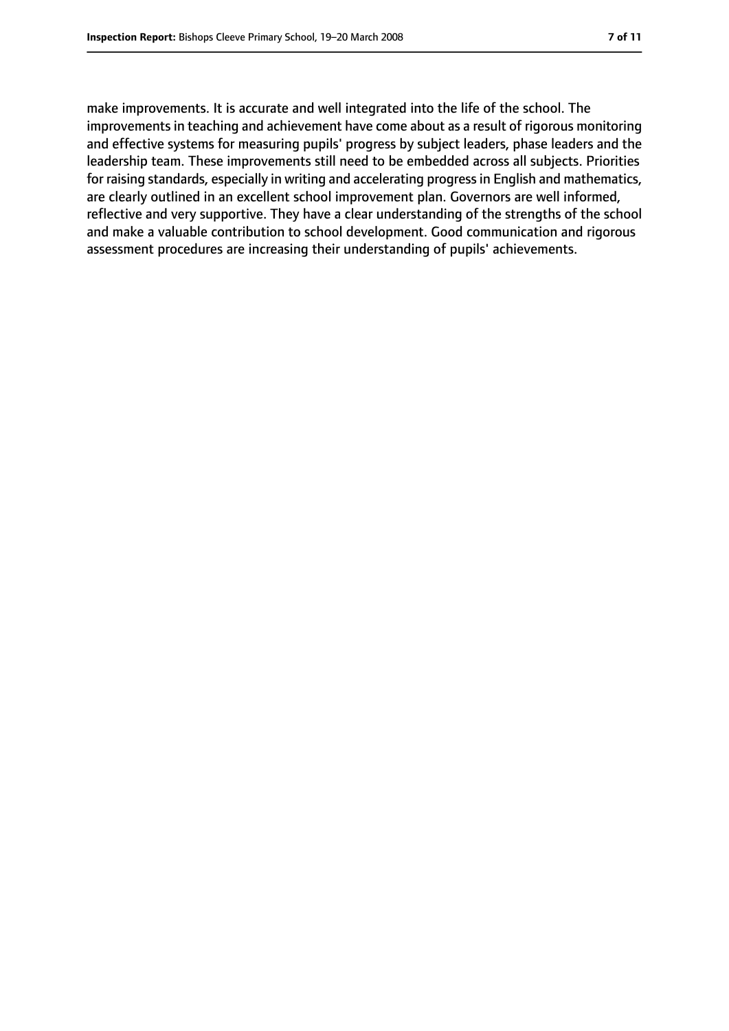make improvements. It is accurate and well integrated into the life of the school. The improvements in teaching and achievement have come about as a result of rigorous monitoring and effective systems for measuring pupils' progress by subject leaders, phase leaders and the leadership team. These improvements still need to be embedded across all subjects. Priorities for raising standards, especially in writing and accelerating progress in English and mathematics, are clearly outlined in an excellent school improvement plan. Governors are well informed, reflective and very supportive. They have a clear understanding of the strengths of the school and make a valuable contribution to school development. Good communication and rigorous assessment procedures are increasing their understanding of pupils' achievements.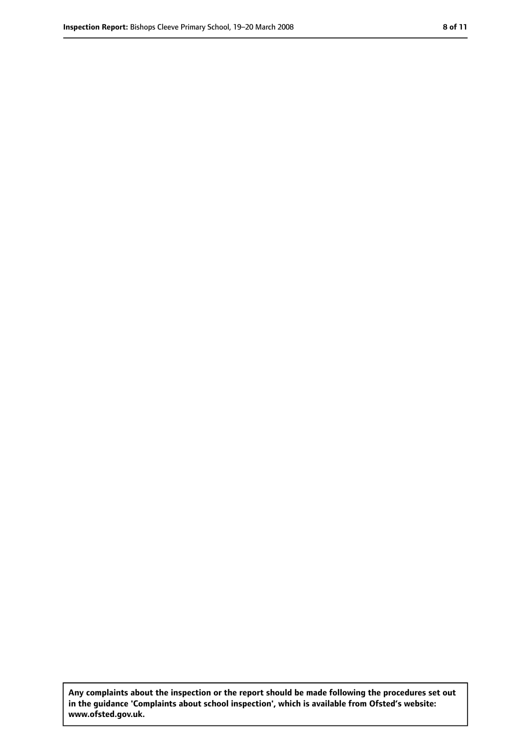**Any complaints about the inspection or the report should be made following the procedures set out in the guidance 'Complaints about school inspection', which is available from Ofsted's website: www.ofsted.gov.uk.**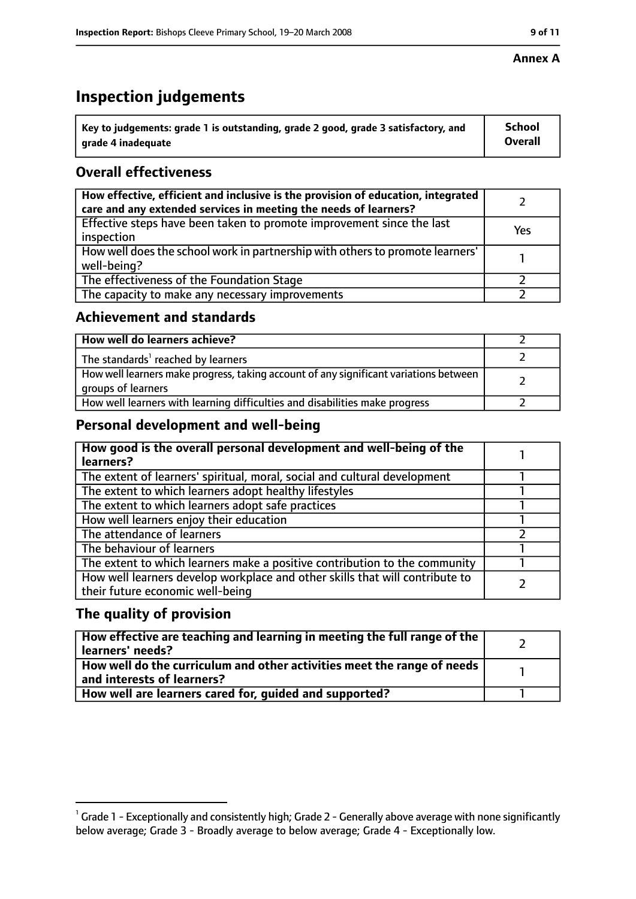**Annex A**

# Inspection judgements

| Key to judgements: grade 1 is outstanding, grade 2 good, grade 3 satisfactory, and grade 4 inadequate | School Overall |
| --- | --- |

## Overall effectiveness

| | |
| --- | --- |
| How effective, efficient and inclusive is the provision of education, integrated care and any extended services in meeting the needs of learners? | 2 |
| Effective steps have been taken to promote improvement since the last inspection | Yes |
| How well does the school work in partnership with others to promote learners' well-being? | 1 |
| The effectiveness of the Foundation Stage | 2 |
| The capacity to make any necessary improvements | 2 |

## Achievement and standards

| | |
| --- | --- |
| How well do learners achieve? | 2 |
| The standards[1] reached by learners | 2 |
| How well learners make progress, taking account of any significant variations between groups of learners | 2 |
| How well learners with learning difficulties and disabilities make progress | 2 |

## Personal development and well-being

| | |
| --- | --- |
| How good is the overall personal development and well-being of the learners? | 1 |
| The extent of learners' spiritual, moral, social and cultural development | 1 |
| The extent to which learners adopt healthy lifestyles | 1 |
| The extent to which learners adopt safe practices | 1 |
| How well learners enjoy their education | 1 |
| The attendance of learners | 2 |
| The behaviour of learners | 1 |
| The extent to which learners make a positive contribution to the community | 1 |
| How well learners develop workplace and other skills that will contribute to their future economic well-being | 2 |

## The quality of provision

| | |
| --- | --- |
| How effective are teaching and learning in meeting the full range of the learners' needs? | 2 |
| How well do the curriculum and other activities meet the range of needs and interests of learners? | 1 |
| How well are learners cared for, guided and supported? | 1 |

[1] Grade 1 - Exceptionally and consistently high; Grade 2 - Generally above average with none significantly below average; Grade 3 - Broadly average to below average; Grade 4 - Exceptionally low.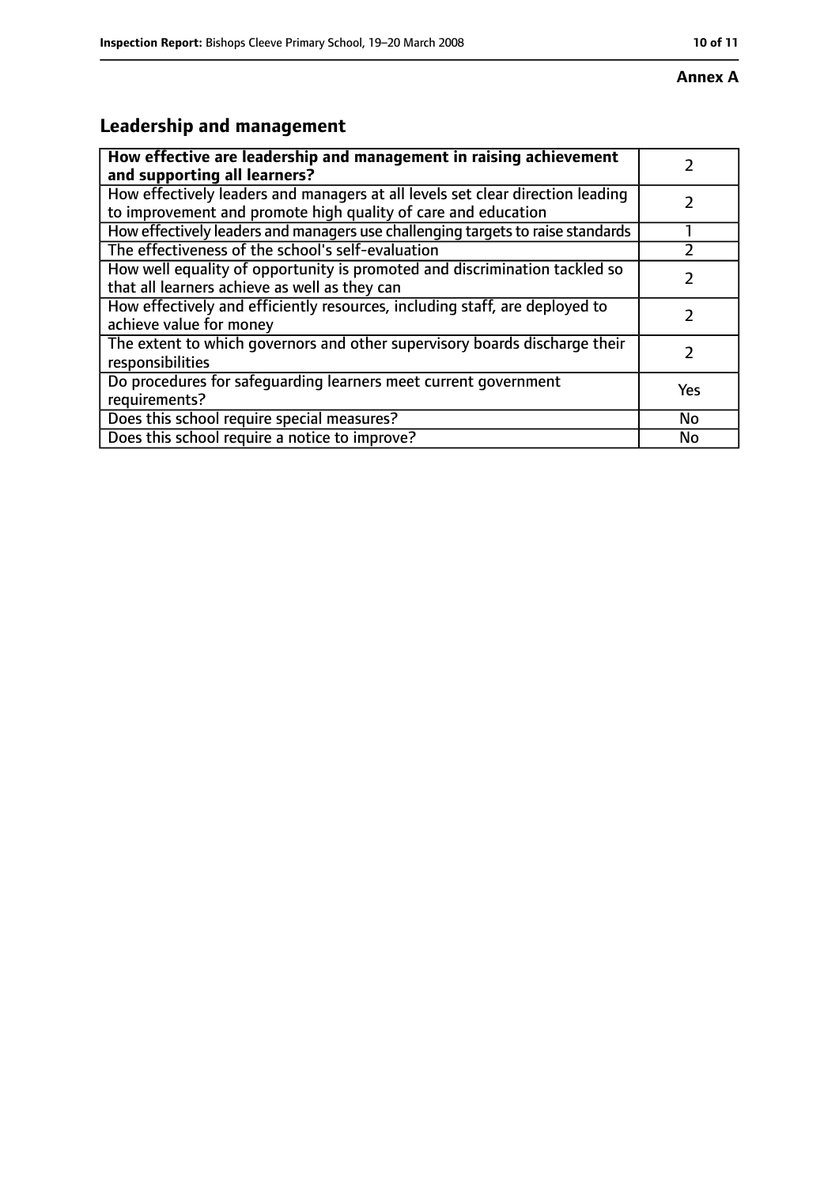**Annex A**

## Leadership and management

| How effective are leadership and management in raising achievement and supporting all learners? | 2 |
|---|---|
| How effectively leaders and managers at all levels set clear direction leading to improvement and promote high quality of care and education | 2 |
| How effectively leaders and managers use challenging targets to raise standards | 1 |
| The effectiveness of the school's self-evaluation | 2 |
| How well equality of opportunity is promoted and discrimination tackled so that all learners achieve as well as they can | 2 |
| How effectively and efficiently resources, including staff, are deployed to achieve value for money | 2 |
| The extent to which governors and other supervisory boards discharge their responsibilities | 2 |
| Do procedures for safeguarding learners meet current government requirements? | Yes |
| Does this school require special measures? | No |
| Does this school require a notice to improve? | No |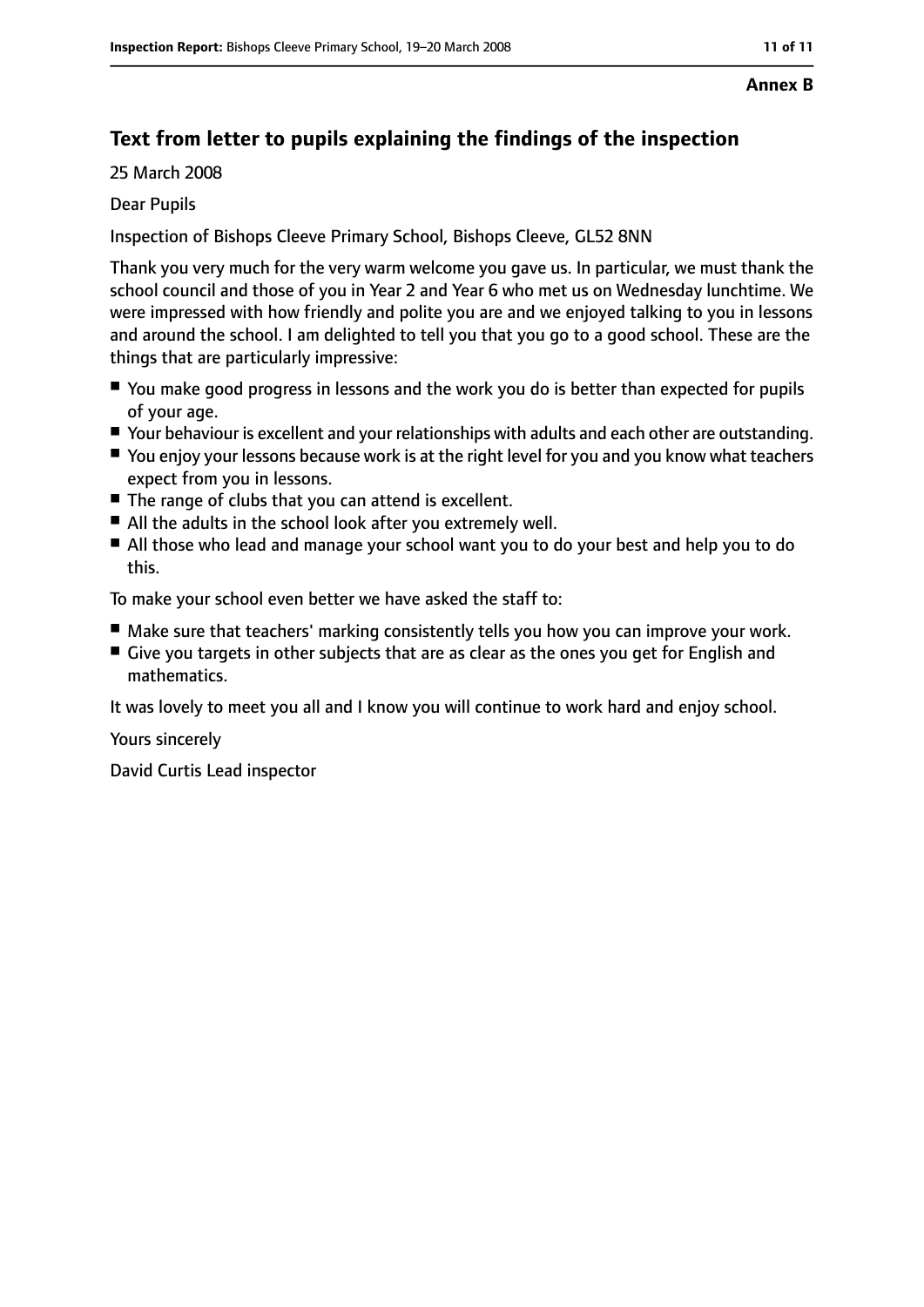**Annex B**

## Text from letter to pupils explaining the findings of the inspection

25 March 2008

Dear Pupils

Inspection of Bishops Cleeve Primary School, Bishops Cleeve, GL52 8NN

Thank you very much for the very warm welcome you gave us. In particular, we must thank the school council and those of you in Year 2 and Year 6 who met us on Wednesday lunchtime. We were impressed with how friendly and polite you are and we enjoyed talking to you in lessons and around the school. I am delighted to tell you that you go to a good school. These are the things that are particularly impressive:

- You make good progress in lessons and the work you do is better than expected for pupils of your age.
- Your behaviour is excellent and your relationships with adults and each other are outstanding.
- You enjoy your lessons because work is at the right level for you and you know what teachers expect from you in lessons.
- The range of clubs that you can attend is excellent.
- All the adults in the school look after you extremely well.
- All those who lead and manage your school want you to do your best and help you to do this.

To make your school even better we have asked the staff to:

- Make sure that teachers' marking consistently tells you how you can improve your work.
- Give you targets in other subjects that are as clear as the ones you get for English and mathematics.

It was lovely to meet you all and I know you will continue to work hard and enjoy school.

Yours sincerely

David Curtis Lead inspector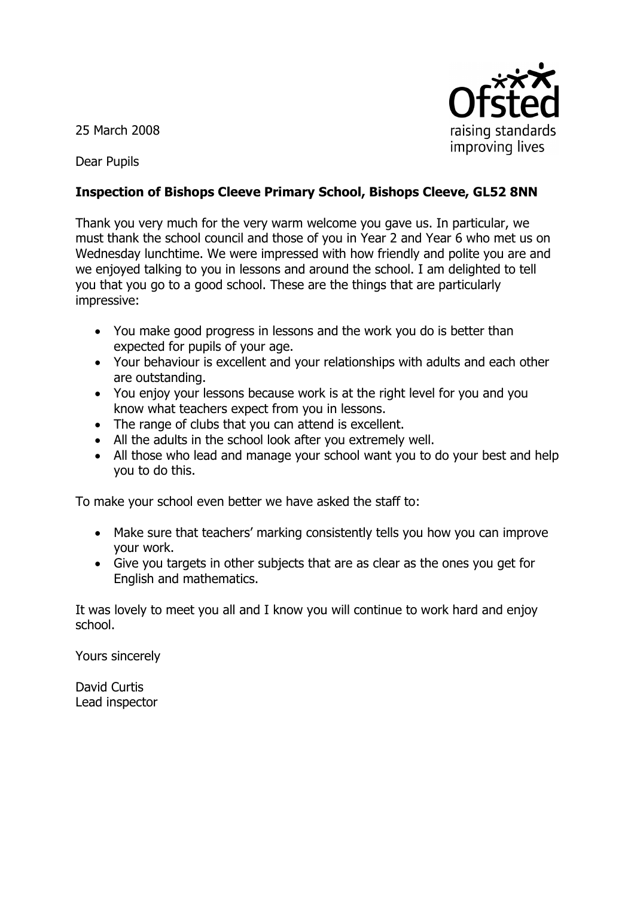25 March 2008

Dear Pupils

**Inspection of Bishops Cleeve Primary School, Bishops Cleeve, GL52 8NN**

Thank you very much for the very warm welcome you gave us. In particular, we must thank the school council and those of you in Year 2 and Year 6 who met us on Wednesday lunchtime. We were impressed with how friendly and polite you are and we enjoyed talking to you in lessons and around the school. I am delighted to tell you that you go to a good school. These are the things that are particularly impressive:

- You make good progress in lessons and the work you do is better than expected for pupils of your age.
- Your behaviour is excellent and your relationships with adults and each other are outstanding.
- You enjoy your lessons because work is at the right level for you and you know what teachers expect from you in lessons.
- The range of clubs that you can attend is excellent.
- All the adults in the school look after you extremely well.
- All those who lead and manage your school want you to do your best and help you to do this.

To make your school even better we have asked the staff to:

- Make sure that teachers' marking consistently tells you how you can improve your work.
- Give you targets in other subjects that are as clear as the ones you get for English and mathematics.

It was lovely to meet you all and I know you will continue to work hard and enjoy school.

Yours sincerely

David Curtis
Lead inspector